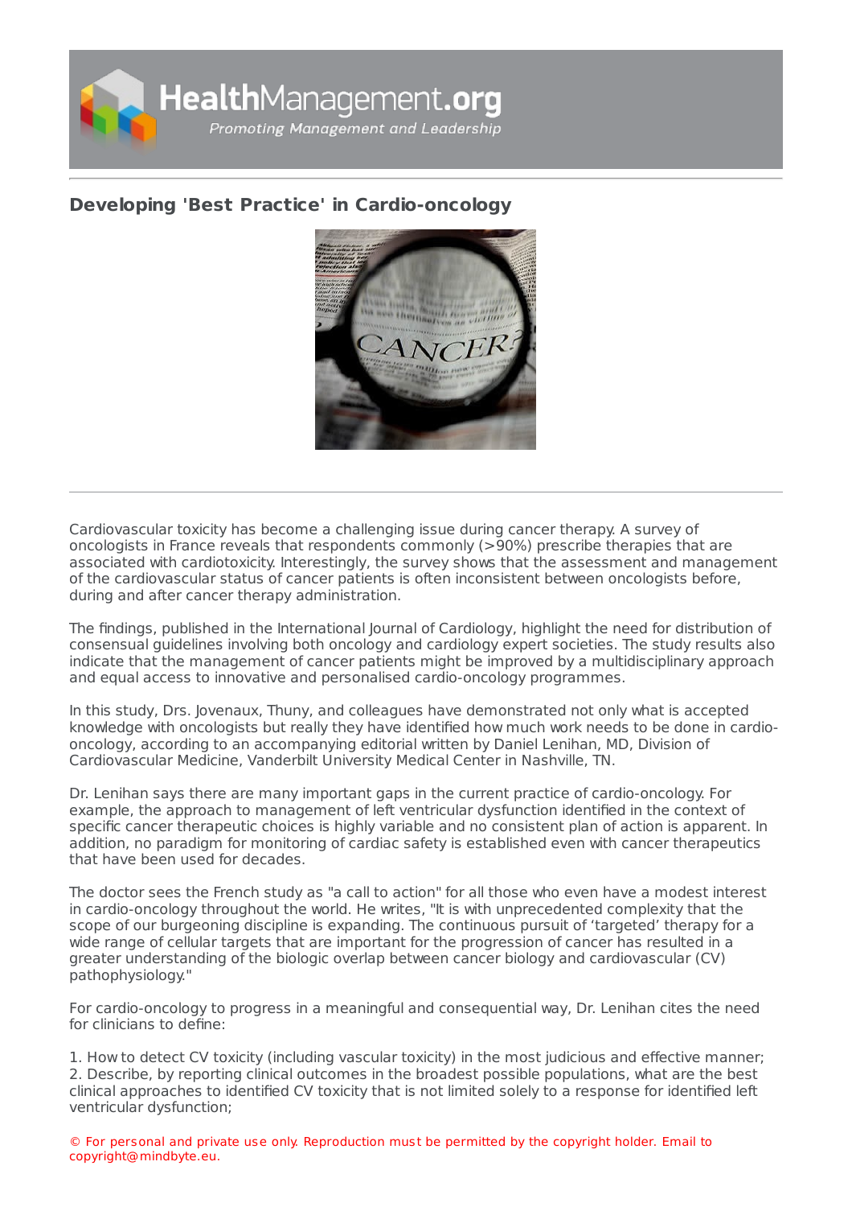# Developing 'Best Practice' in Cardio-oncology

Cardiovascular toxicity has become a challenging issue during cancer therapy. A survey of oncologists in France reveals that respondents commonly (>90%) prescribe therapies that are associated with cardiotoxicity. Interestingly, the survey shows that the assessment and management of the cardiovascular status of cancer patients is often inconsistent between oncologists before, during and after cancer therapy administration.

The findings, published in the International Journal of Cardiology, highlight the need for distribution of consensual guidelines involving both oncology and cardiology expert societies. The study results also indicate that the management of cancer patients might be improved by a multidisciplinary approach and equal access to innovative and personalised cardio-oncology programmes.

In this study, Drs. Jovenaux, Thuny, and colleagues have demonstrated not only what is accepted knowledge with oncologists but really they have identified how much work needs to be done in cardio-oncology, according to an accompanying editorial written by Daniel Lenihan, MD, Division of Cardiovascular Medicine, Vanderbilt University Medical Center in Nashville, TN.

Dr. Lenihan says there are many important gaps in the current practice of cardio-oncology. For example, the approach to management of left ventricular dysfunction identified in the context of specific cancer therapeutic choices is highly variable and no consistent plan of action is apparent. In addition, no paradigm for monitoring of cardiac safety is established even with cancer therapeutics that have been used for decades.

The doctor sees the French study as "a call to action" for all those who even have a modest interest in cardio-oncology throughout the world. He writes, "It is with unprecedented complexity that the scope of our burgeoning discipline is expanding. The continuous pursuit of 'targeted' therapy for a wide range of cellular targets that are important for the progression of cancer has resulted in a greater understanding of the biologic overlap between cancer biology and cardiovascular (CV) pathophysiology."

For cardio-oncology to progress in a meaningful and consequential way, Dr. Lenihan cites the need for clinicians to define:

1. How to detect CV toxicity (including vascular toxicity) in the most judicious and effective manner;
2. Describe, by reporting clinical outcomes in the broadest possible populations, what are the best clinical approaches to identified CV toxicity that is not limited solely to a response for identified left ventricular dysfunction;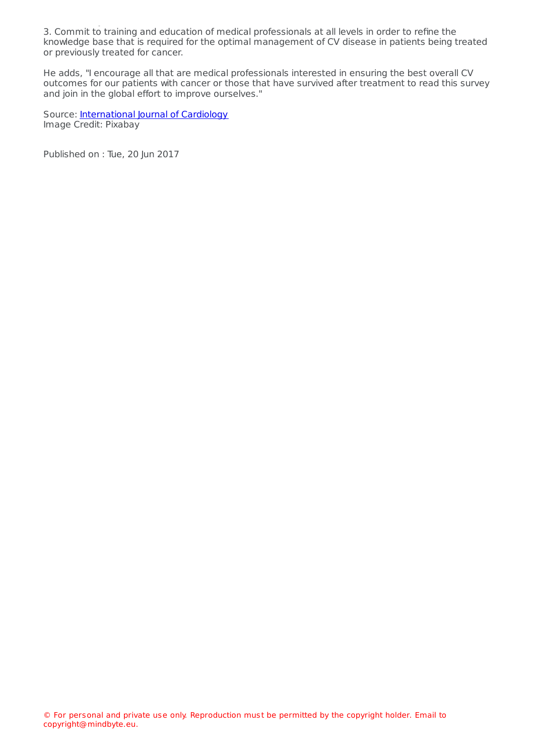3. Commit to training and education of medical professionals at all levels in order to refine the knowledge base that is required for the optimal management of CV disease in patients being treated or previously treated for cancer.

He adds, "I encourage all that are medical professionals interested in ensuring the best overall CV outcomes for our patients with cancer or those that have survived after treatment to read this survey and join in the global effort to improve ourselves."

Source: International Journal of Cardiology
Image Credit: Pixabay

Published on : Tue, 20 Jun 2017

© For personal and private use only. Reproduction must be permitted by the copyright holder. Email to copyright@mindbyte.eu.